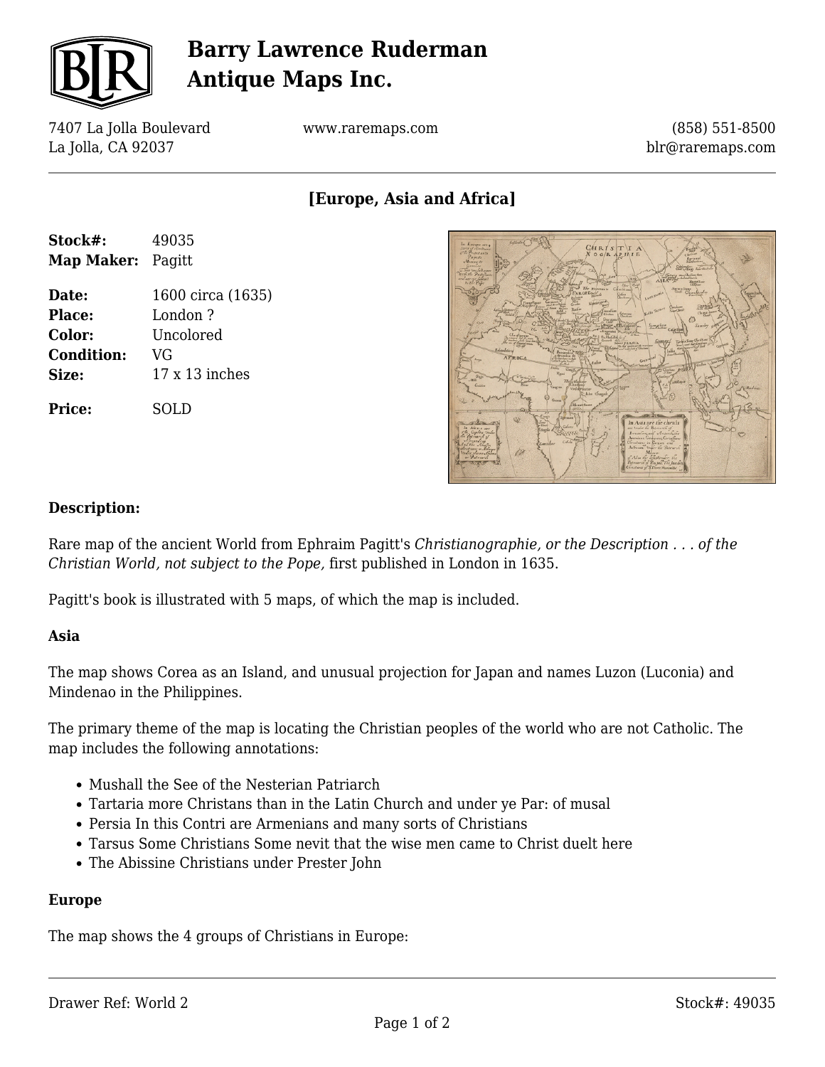# Barry Lawrence Ruderman Antique Maps Inc.

7407 La Jolla Boulevard
La Jolla, CA 92037

www.raremaps.com

(858) 551-8500
blr@raremaps.com

## [Europe, Asia and Africa]

**Stock#:** 49035
**Map Maker:** Pagitt

**Date:** 1600 circa (1635)
**Place:** London ?
**Color:** Uncolored
**Condition:** VG
**Size:** 17 x 13 inches

**Price:** SOLD

### Description:

Rare map of the ancient World from Ephraim Pagitt's *Christianographie, or the Description . . . of the Christian World, not subject to the Pope,* first published in London in 1635.

Pagitt's book is illustrated with 5 maps, of which the map is included.

**Asia**

The map shows Corea as an Island, and unusual projection for Japan and names Luzon (Luconia) and Mindenao in the Philippines.

The primary theme of the map is locating the Christian peoples of the world who are not Catholic. The map includes the following annotations:

- Mushall the See of the Nesterian Patriarch
- Tartaria more Christans than in the Latin Church and under ye Par: of musal
- Persia In this Contri are Armenians and many sorts of Christians
- Tarsus Some Christians Some nevit that the wise men came to Christ duelt here
- The Abissine Christians under Prester John

**Europe**

The map shows the 4 groups of Christians in Europe:

Drawer Ref: World 2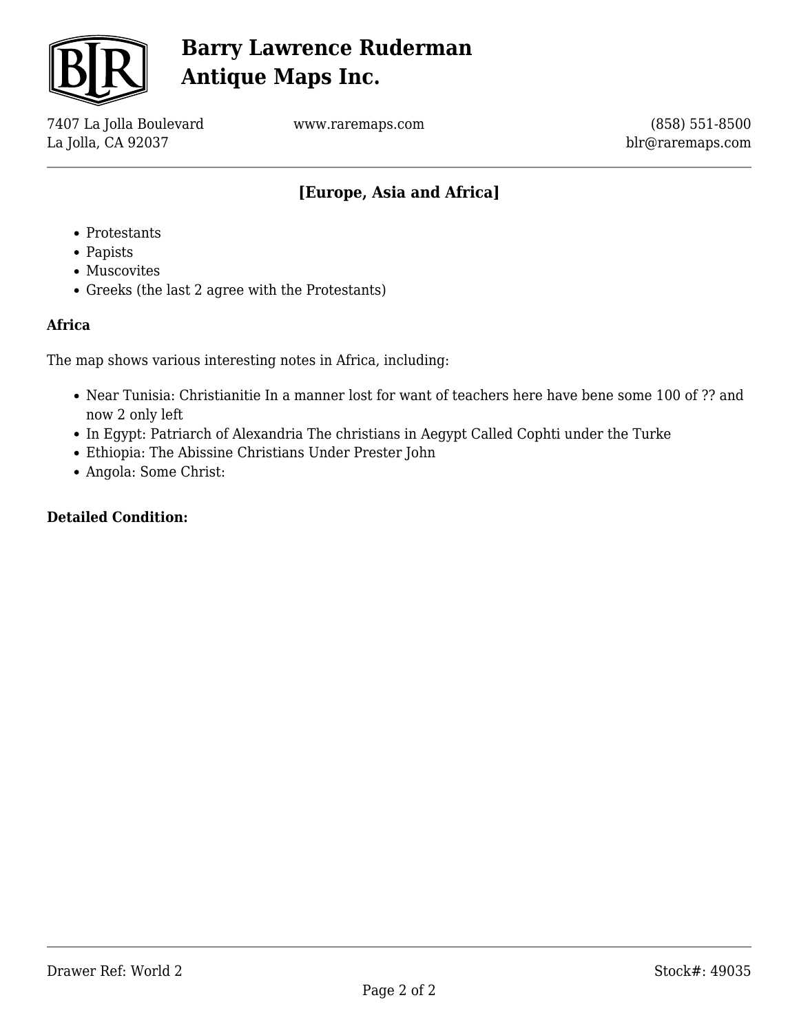- Protestants
- Papists
- Muscovites
- Greeks (the last 2 agree with the Protestants)

**Africa**

The map shows various interesting notes in Africa, including:

- Near Tunisia: Christianitie In a manner lost for want of teachers here have bene some 100 of ?? and now 2 only left
- In Egypt: Patriarch of Alexandria The christians in Aegypt Called Cophti under the Turke
- Ethiopia: The Abissine Christians Under Prester John
- Angola: Some Christ:

**Detailed Condition:**